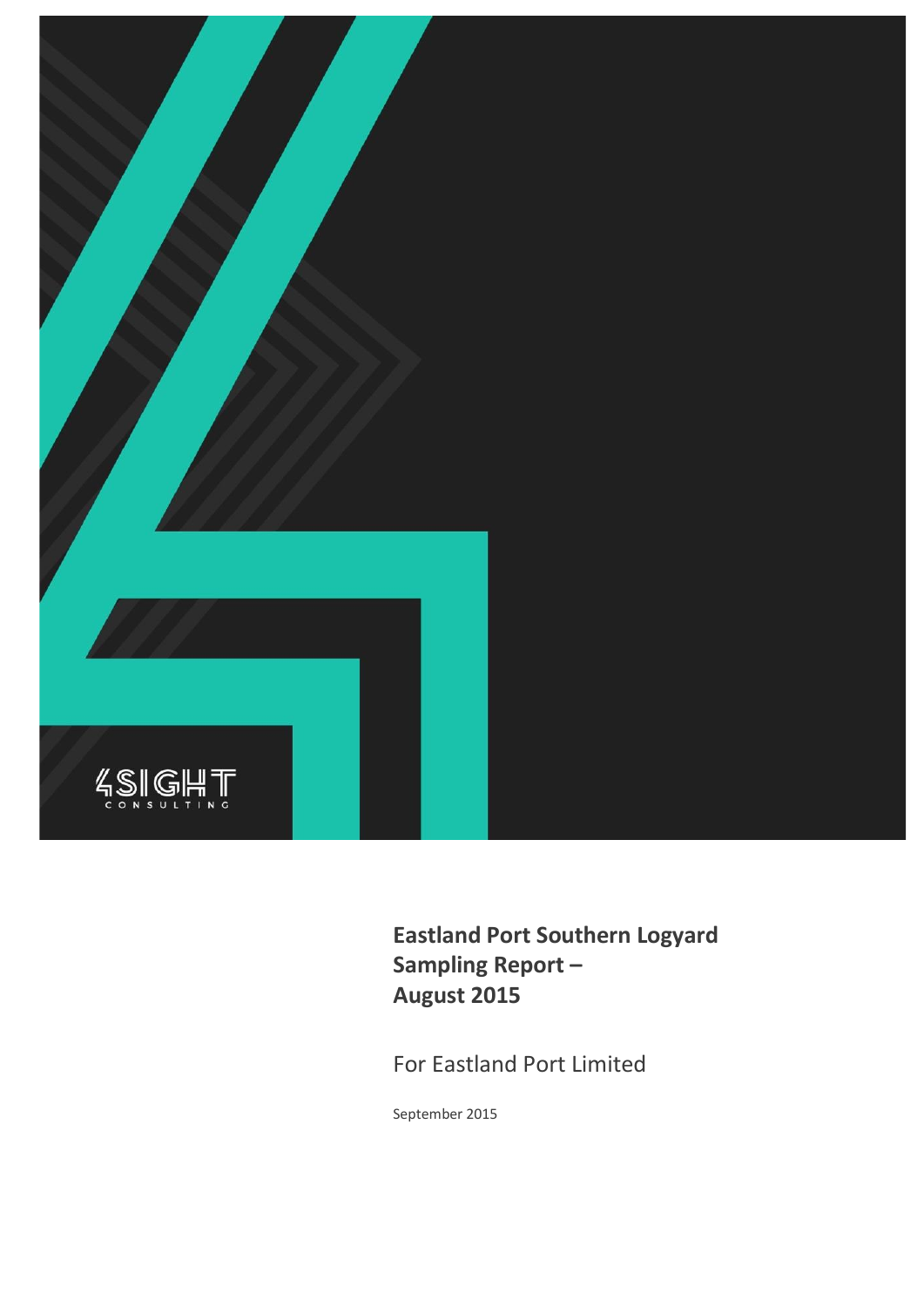4SIGHT CONSULTING

# Eastland Port Southern Logyard Sampling Report – August 2015

For Eastland Port Limited

September 2015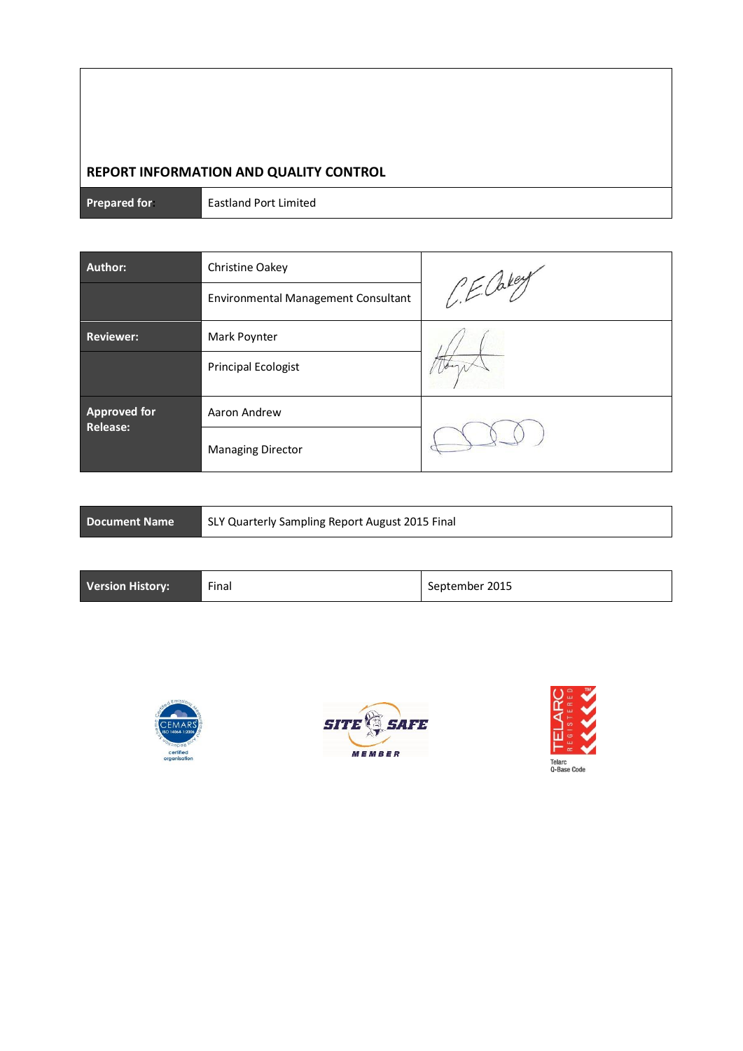## REPORT INFORMATION AND QUALITY CONTROL

| | |
|---|---|
| **Prepared for** | Eastland Port Limited |

| | | |
|---|---|---|
| **Author:** | Christine Oakey | |
| | Environmental Management Consultant | |
| **Reviewer:** | Mark Poynter | |
| | Principal Ecologist | |
| **Approved for Release:** | Aaron Andrew | |
| | Managing Director | |

| | |
|---|---|
| **Document Name** | SLY Quarterly Sampling Report August 2015 Final |

| | | |
|---|---|---|
| **Version History:** | Final | September 2015 |

certified organisation

Telarc Q-Base Code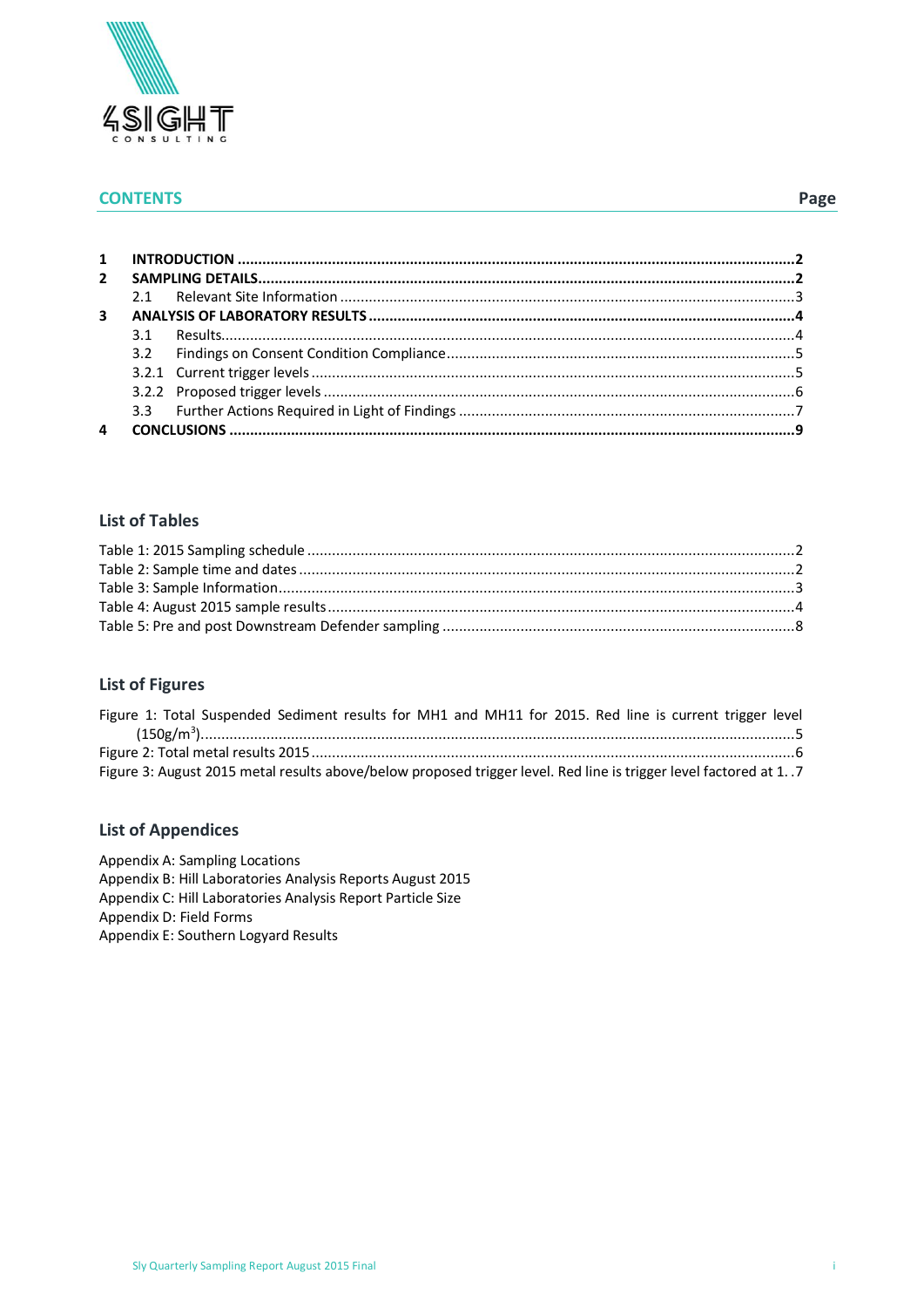## CONTENTS

Page

1 **INTRODUCTION** ........................................................................................................ 2
2 **SAMPLING DETAILS** ................................................................................................. 2
  2.1 Relevant Site Information ........................................................................................ 3
3 **ANALYSIS OF LABORATORY RESULTS** ................................................................... 4
  3.1 Results ..................................................................................................................... 4
  3.2 Findings on Consent Condition Compliance ........................................................... 5
  3.2.1 Current trigger levels ............................................................................................ 5
  3.2.2 Proposed trigger levels .......................................................................................... 6
  3.3 Further Actions Required in Light of Findings ........................................................ 7
4 **CONCLUSIONS** ........................................................................................................ 9

### List of Tables

Table 1: 2015 Sampling schedule ........................................................................................ 2
Table 2: Sample time and dates .......................................................................................... 2
Table 3: Sample Information ............................................................................................... 3
Table 4: August 2015 sample results .................................................................................... 4
Table 5: Pre and post Downstream Defender sampling ....................................................... 8

### List of Figures

Figure 1: Total Suspended Sediment results for MH1 and MH11 for 2015. Red line is current trigger level (150g/$m^3$) ........................................................................................................ 5
Figure 2: Total metal results 2015 ....................................................................................... 6
Figure 3: August 2015 metal results above/below proposed trigger level. Red line is trigger level factored at 1. . 7

### List of Appendices

Appendix A: Sampling Locations
Appendix B: Hill Laboratories Analysis Reports August 2015
Appendix C: Hill Laboratories Analysis Report Particle Size
Appendix D: Field Forms
Appendix E: Southern Logyard Results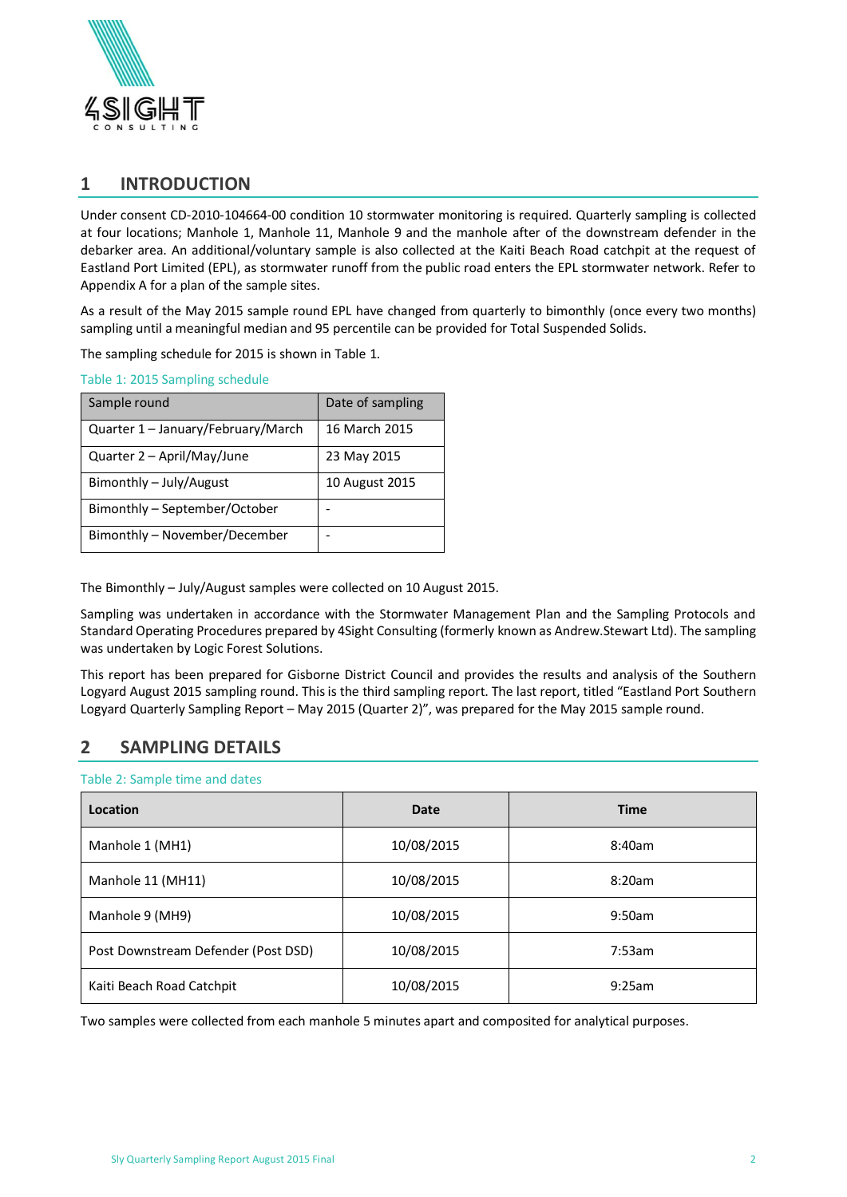## 1 INTRODUCTION

Under consent CD-2010-104664-00 condition 10 stormwater monitoring is required. Quarterly sampling is collected at four locations; Manhole 1, Manhole 11, Manhole 9 and the manhole after of the downstream defender in the debarker area. An additional/voluntary sample is also collected at the Kaiti Beach Road catchpit at the request of Eastland Port Limited (EPL), as stormwater runoff from the public road enters the EPL stormwater network. Refer to Appendix A for a plan of the sample sites.

As a result of the May 2015 sample round EPL have changed from quarterly to bimonthly (once every two months) sampling until a meaningful median and 95 percentile can be provided for Total Suspended Solids.

The sampling schedule for 2015 is shown in Table 1.

Table 1: 2015 Sampling schedule

| Sample round | Date of sampling |
|---|---|
| Quarter 1 – January/February/March | 16 March 2015 |
| Quarter 2 – April/May/June | 23 May 2015 |
| Bimonthly – July/August | 10 August 2015 |
| Bimonthly – September/October | - |
| Bimonthly – November/December | - |

The Bimonthly – July/August samples were collected on 10 August 2015.

Sampling was undertaken in accordance with the Stormwater Management Plan and the Sampling Protocols and Standard Operating Procedures prepared by 4Sight Consulting (formerly known as Andrew.Stewart Ltd). The sampling was undertaken by Logic Forest Solutions.

This report has been prepared for Gisborne District Council and provides the results and analysis of the Southern Logyard August 2015 sampling round. This is the third sampling report. The last report, titled "Eastland Port Southern Logyard Quarterly Sampling Report – May 2015 (Quarter 2)", was prepared for the May 2015 sample round.

## 2 SAMPLING DETAILS

Table 2: Sample time and dates

| Location | Date | Time |
|---|---|---|
| Manhole 1 (MH1) | 10/08/2015 | 8:40am |
| Manhole 11 (MH11) | 10/08/2015 | 8:20am |
| Manhole 9 (MH9) | 10/08/2015 | 9:50am |
| Post Downstream Defender (Post DSD) | 10/08/2015 | 7:53am |
| Kaiti Beach Road Catchpit | 10/08/2015 | 9:25am |

Two samples were collected from each manhole 5 minutes apart and composited for analytical purposes.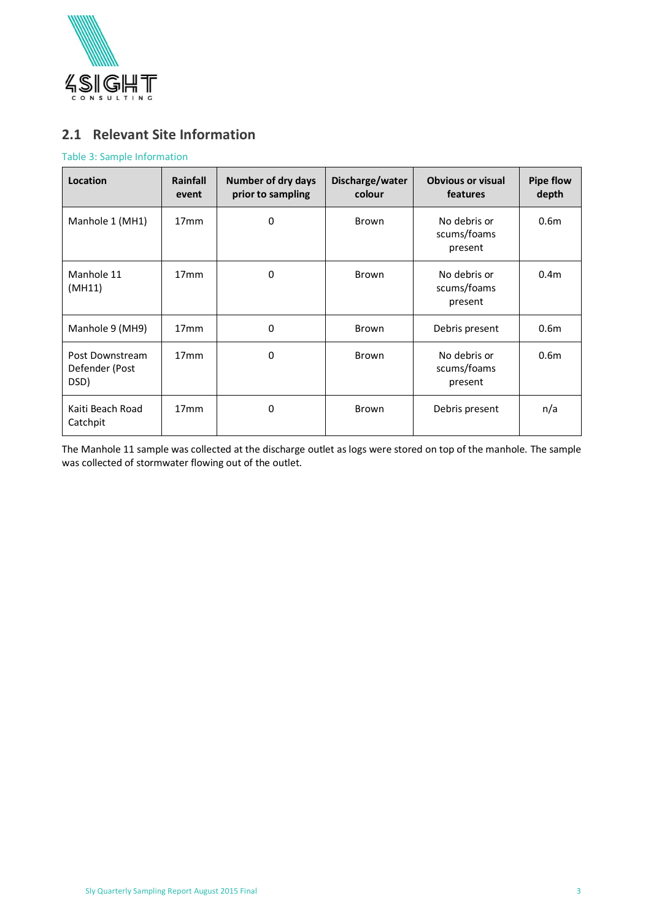## 2.1 Relevant Site Information

Table 3: Sample Information

| Location | Rainfall event | Number of dry days prior to sampling | Discharge/water colour | Obvious or visual features | Pipe flow depth |
|---|---|---|---|---|---|
| Manhole 1 (MH1) | 17mm | 0 | Brown | No debris or scums/foams present | 0.6m |
| Manhole 11 (MH11) | 17mm | 0 | Brown | No debris or scums/foams present | 0.4m |
| Manhole 9 (MH9) | 17mm | 0 | Brown | Debris present | 0.6m |
| Post Downstream Defender (Post DSD) | 17mm | 0 | Brown | No debris or scums/foams present | 0.6m |
| Kaiti Beach Road Catchpit | 17mm | 0 | Brown | Debris present | n/a |

The Manhole 11 sample was collected at the discharge outlet as logs were stored on top of the manhole. The sample was collected of stormwater flowing out of the outlet.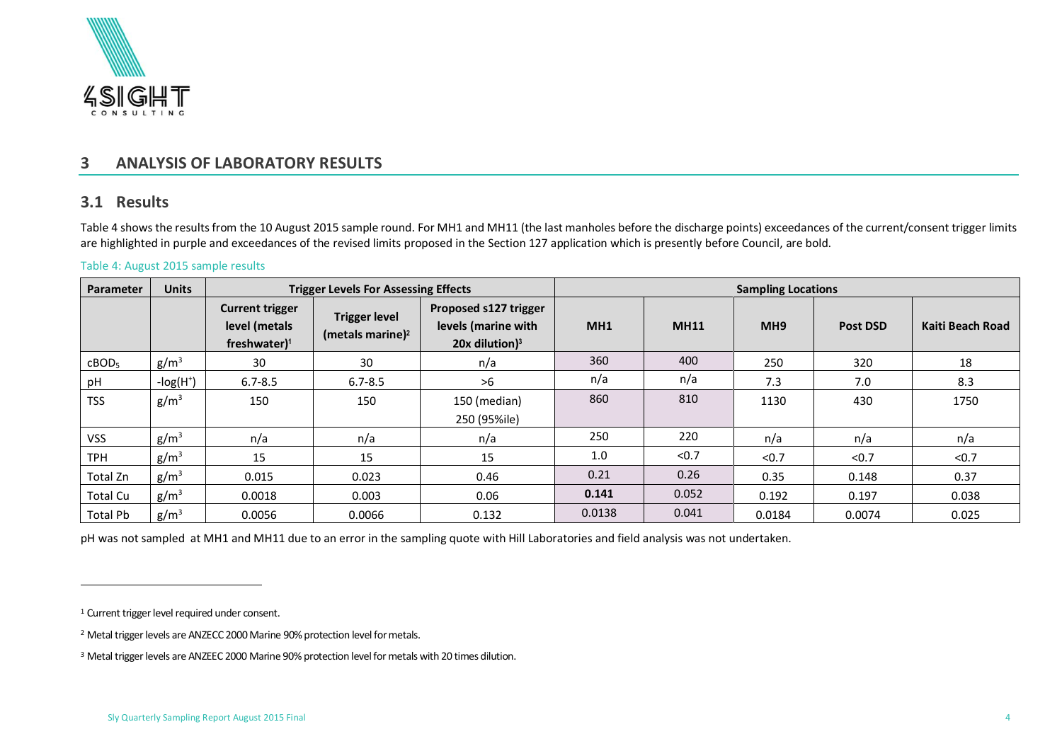## 3 ANALYSIS OF LABORATORY RESULTS

### 3.1 Results

Table 4 shows the results from the 10 August 2015 sample round. For MH1 and MH11 (the last manholes before the discharge points) exceedances of the current/consent trigger limits are highlighted in purple and exceedances of the revised limits proposed in the Section 127 application which is presently before Council, are bold.

Table 4: August 2015 sample results

| Parameter | Units | Trigger Levels For Assessing Effects | | | Sampling Locations | | | | |
|---|---|---|---|---|---|---|---|---|---|
| | | Current trigger level (metals freshwater)[1] | Trigger level (metals marine)[2] | Proposed s127 trigger levels (marine with 20x dilution)[3] | MH1 | MH11 | MH9 | Post DSD | Kaiti Beach Road |
| $cBOD_5$ | $g/m^3$ | 30 | 30 | n/a | 360 | 400 | 250 | 320 | 18 |
| pH | $-log(H^+)$ | 6.7-8.5 | 6.7-8.5 | >6 | n/a | n/a | 7.3 | 7.0 | 8.3 |
| TSS | $g/m^3$ | 150 | 150 | 150 (median) 250 (95%ile) | 860 | 810 | 1130 | 430 | 1750 |
| VSS | $g/m^3$ | n/a | n/a | n/a | 250 | 220 | n/a | n/a | n/a |
| TPH | $g/m^3$ | 15 | 15 | 15 | 1.0 | <0.7 | <0.7 | <0.7 | <0.7 |
| Total Zn | $g/m^3$ | 0.015 | 0.023 | 0.46 | 0.21 | 0.26 | 0.35 | 0.148 | 0.37 |
| Total Cu | $g/m^3$ | 0.0018 | 0.003 | 0.06 | **0.141** | 0.052 | 0.192 | 0.197 | 0.038 |
| Total Pb | $g/m^3$ | 0.0056 | 0.0066 | 0.132 | 0.0138 | 0.041 | 0.0184 | 0.0074 | 0.025 |

pH was not sampled at MH1 and MH11 due to an error in the sampling quote with Hill Laboratories and field analysis was not undertaken.

---

[1] Current trigger level required under consent.

[2] Metal trigger levels are ANZECC 2000 Marine 90% protection level for metals.

[3] Metal trigger levels are ANZEEC 2000 Marine 90% protection level for metals with 20 times dilution.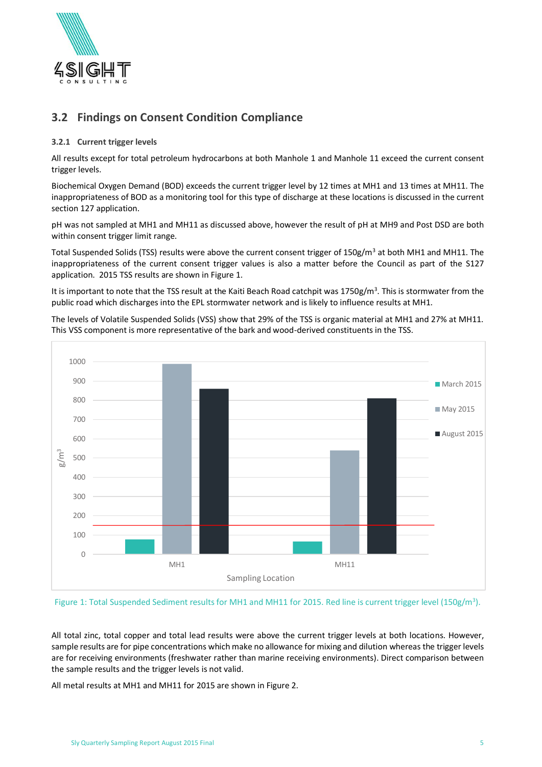## 3.2 Findings on Consent Condition Compliance

### 3.2.1 Current trigger levels

All results except for total petroleum hydrocarbons at both Manhole 1 and Manhole 11 exceed the current consent trigger levels.

Biochemical Oxygen Demand (BOD) exceeds the current trigger level by 12 times at MH1 and 13 times at MH11. The inappropriateness of BOD as a monitoring tool for this type of discharge at these locations is discussed in the current section 127 application.

pH was not sampled at MH1 and MH11 as discussed above, however the result of pH at MH9 and Post DSD are both within consent trigger limit range.

Total Suspended Solids (TSS) results were above the current consent trigger of 150g/m$^3$ at both MH1 and MH11. The inappropriateness of the current consent trigger values is also a matter before the Council as part of the S127 application. 2015 TSS results are shown in Figure 1.

It is important to note that the TSS result at the Kaiti Beach Road catchpit was 1750g/m$^3$. This is stormwater from the public road which discharges into the EPL stormwater network and is likely to influence results at MH1.

The levels of Volatile Suspended Solids (VSS) show that 29% of the TSS is organic material at MH1 and 27% at MH11. This VSS component is more representative of the bark and wood-derived constituents in the TSS.

Figure 1: Total Suspended Sediment results for MH1 and MH11 for 2015. Red line is current trigger level (150g/m$^3$).

All total zinc, total copper and total lead results were above the current trigger levels at both locations. However, sample results are for pipe concentrations which make no allowance for mixing and dilution whereas the trigger levels are for receiving environments (freshwater rather than marine receiving environments). Direct comparison between the sample results and the trigger levels is not valid.

All metal results at MH1 and MH11 for 2015 are shown in Figure 2.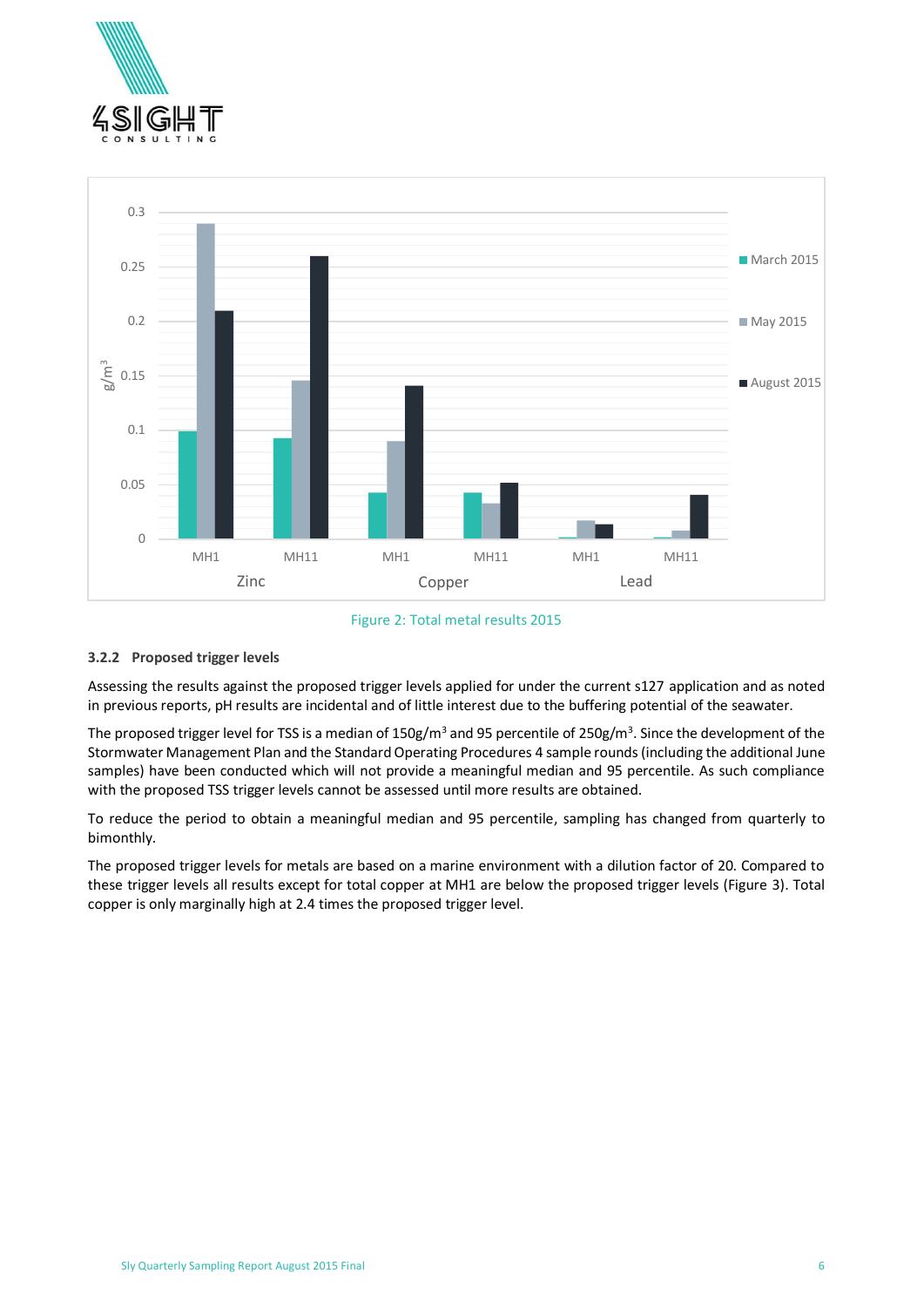0.3
0.25
0.2
0.15
0.1
0.05
0

$g/m^3$

March 2015
May 2015
August 2015

MH1
MH11
MH1
MH11
MH1
MH11

Zinc
Copper
Lead

Figure 2: Total metal results 2015

### 3.2.2 Proposed trigger levels

Assessing the results against the proposed trigger levels applied for under the current s127 application and as noted in previous reports, pH results are incidental and of little interest due to the buffering potential of the seawater.

The proposed trigger level for TSS is a median of 150g/m$^3$ and 95 percentile of 250g/m$^3$. Since the development of the Stormwater Management Plan and the Standard Operating Procedures 4 sample rounds (including the additional June samples) have been conducted which will not provide a meaningful median and 95 percentile. As such compliance with the proposed TSS trigger levels cannot be assessed until more results are obtained.

To reduce the period to obtain a meaningful median and 95 percentile, sampling has changed from quarterly to bimonthly.

The proposed trigger levels for metals are based on a marine environment with a dilution factor of 20. Compared to these trigger levels all results except for total copper at MH1 are below the proposed trigger levels (Figure 3). Total copper is only marginally high at 2.4 times the proposed trigger level.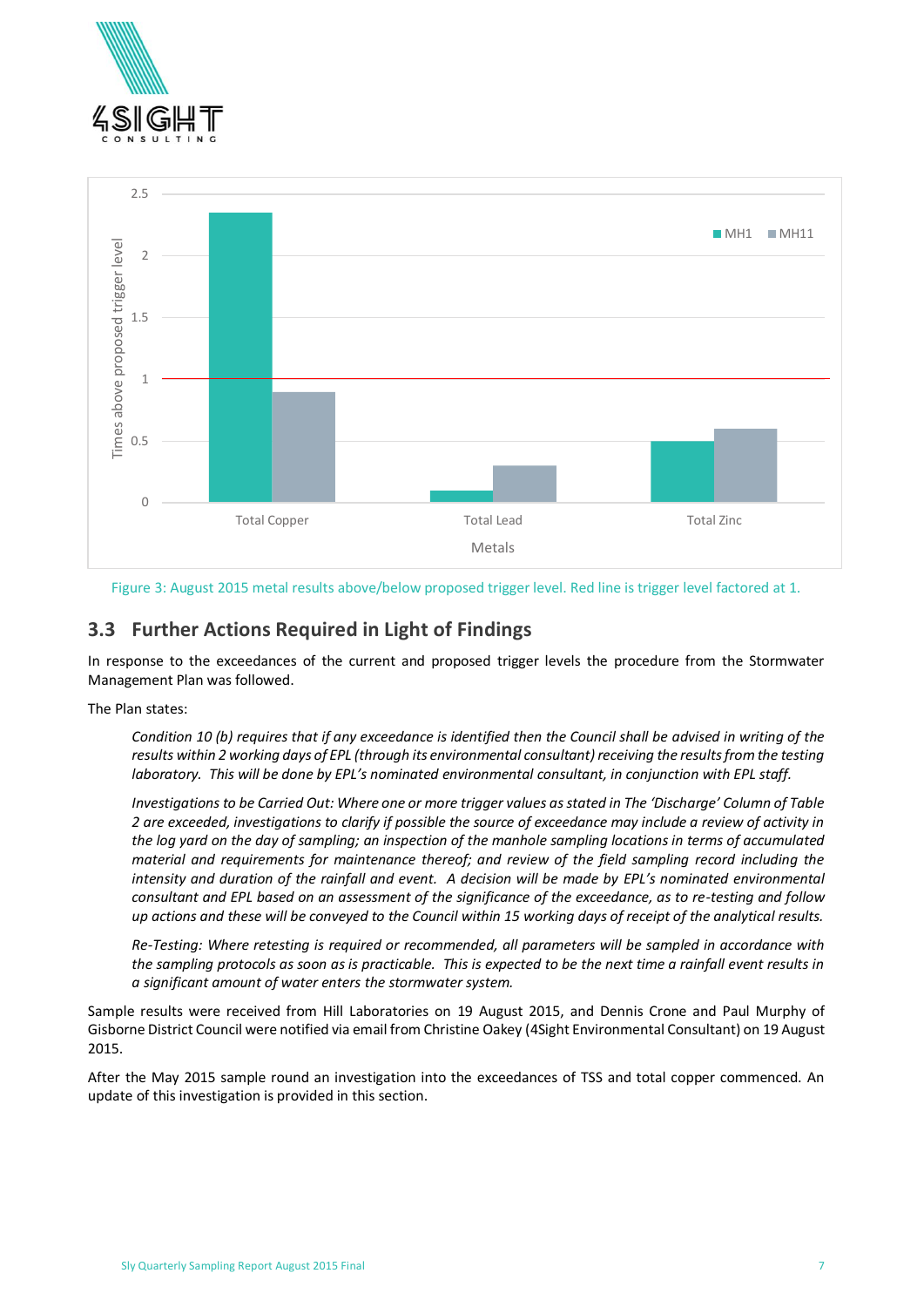2.5
2
1.5
1
0.5
0

Times above proposed trigger level

MH1 MH11

Total Copper
Total Lead
Total Zinc

Metals

Figure 3: August 2015 metal results above/below proposed trigger level. Red line is trigger level factored at 1.

## 3.3 Further Actions Required in Light of Findings

In response to the exceedances of the current and proposed trigger levels the procedure from the Stormwater Management Plan was followed.

The Plan states:

> *Condition 10 (b) requires that if any exceedance is identified then the Council shall be advised in writing of the results within 2 working days of EPL (through its environmental consultant) receiving the results from the testing laboratory. This will be done by EPL's nominated environmental consultant, in conjunction with EPL staff.*
>
> *Investigations to be Carried Out: Where one or more trigger values as stated in The 'Discharge' Column of Table 2 are exceeded, investigations to clarify if possible the source of exceedance may include a review of activity in the log yard on the day of sampling; an inspection of the manhole sampling locations in terms of accumulated material and requirements for maintenance thereof; and review of the field sampling record including the intensity and duration of the rainfall and event. A decision will be made by EPL's nominated environmental consultant and EPL based on an assessment of the significance of the exceedance, as to re-testing and follow up actions and these will be conveyed to the Council within 15 working days of receipt of the analytical results.*
>
> *Re-Testing: Where retesting is required or recommended, all parameters will be sampled in accordance with the sampling protocols as soon as is practicable. This is expected to be the next time a rainfall event results in a significant amount of water enters the stormwater system.*

Sample results were received from Hill Laboratories on 19 August 2015, and Dennis Crone and Paul Murphy of Gisborne District Council were notified via email from Christine Oakey (4Sight Environmental Consultant) on 19 August 2015.

After the May 2015 sample round an investigation into the exceedances of TSS and total copper commenced. An update of this investigation is provided in this section.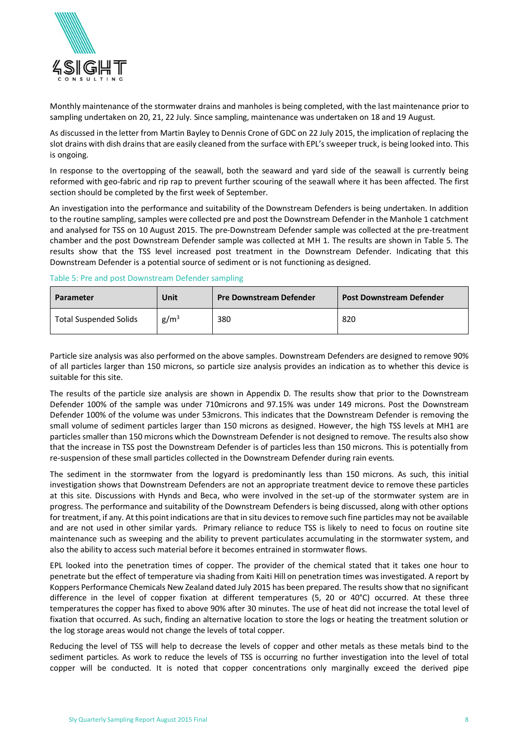Monthly maintenance of the stormwater drains and manholes is being completed, with the last maintenance prior to sampling undertaken on 20, 21, 22 July. Since sampling, maintenance was undertaken on 18 and 19 August.

As discussed in the letter from Martin Bayley to Dennis Crone of GDC on 22 July 2015, the implication of replacing the slot drains with dish drains that are easily cleaned from the surface with EPL's sweeper truck, is being looked into. This is ongoing.

In response to the overtopping of the seawall, both the seaward and yard side of the seawall is currently being reformed with geo-fabric and rip rap to prevent further scouring of the seawall where it has been affected. The first section should be completed by the first week of September.

An investigation into the performance and suitability of the Downstream Defenders is being undertaken. In addition to the routine sampling, samples were collected pre and post the Downstream Defender in the Manhole 1 catchment and analysed for TSS on 10 August 2015. The pre-Downstream Defender sample was collected at the pre-treatment chamber and the post Downstream Defender sample was collected at MH 1. The results are shown in Table 5. The results show that the TSS level increased post treatment in the Downstream Defender. Indicating that this Downstream Defender is a potential source of sediment or is not functioning as designed.

Table 5: Pre and post Downstream Defender sampling

| Parameter | Unit | Pre Downstream Defender | Post Downstream Defender |
|---|---|---|---|
| Total Suspended Solids | $g/m^3$ | 380 | 820 |

Particle size analysis was also performed on the above samples. Downstream Defenders are designed to remove 90% of all particles larger than 150 microns, so particle size analysis provides an indication as to whether this device is suitable for this site.

The results of the particle size analysis are shown in Appendix D. The results show that prior to the Downstream Defender 100% of the sample was under 710microns and 97.15% was under 149 microns. Post the Downstream Defender 100% of the volume was under 53microns. This indicates that the Downstream Defender is removing the small volume of sediment particles larger than 150 microns as designed. However, the high TSS levels at MH1 are particles smaller than 150 microns which the Downstream Defender is not designed to remove. The results also show that the increase in TSS post the Downstream Defender is of particles less than 150 microns. This is potentially from re-suspension of these small particles collected in the Downstream Defender during rain events.

The sediment in the stormwater from the logyard is predominantly less than 150 microns. As such, this initial investigation shows that Downstream Defenders are not an appropriate treatment device to remove these particles at this site. Discussions with Hynds and Beca, who were involved in the set-up of the stormwater system are in progress. The performance and suitability of the Downstream Defenders is being discussed, along with other options for treatment, if any. At this point indications are that in situ devices to remove such fine particles may not be available and are not used in other similar yards. Primary reliance to reduce TSS is likely to need to focus on routine site maintenance such as sweeping and the ability to prevent particulates accumulating in the stormwater system, and also the ability to access such material before it becomes entrained in stormwater flows.

EPL looked into the penetration times of copper. The provider of the chemical stated that it takes one hour to penetrate but the effect of temperature via shading from Kaiti Hill on penetration times was investigated. A report by Koppers Performance Chemicals New Zealand dated July 2015 has been prepared. The results show that no significant difference in the level of copper fixation at different temperatures (5, 20 or 40°C) occurred. At these three temperatures the copper has fixed to above 90% after 30 minutes. The use of heat did not increase the total level of fixation that occurred. As such, finding an alternative location to store the logs or heating the treatment solution or the log storage areas would not change the levels of total copper.

Reducing the level of TSS will help to decrease the levels of copper and other metals as these metals bind to the sediment particles. As work to reduce the levels of TSS is occurring no further investigation into the level of total copper will be conducted. It is noted that copper concentrations only marginally exceed the derived pipe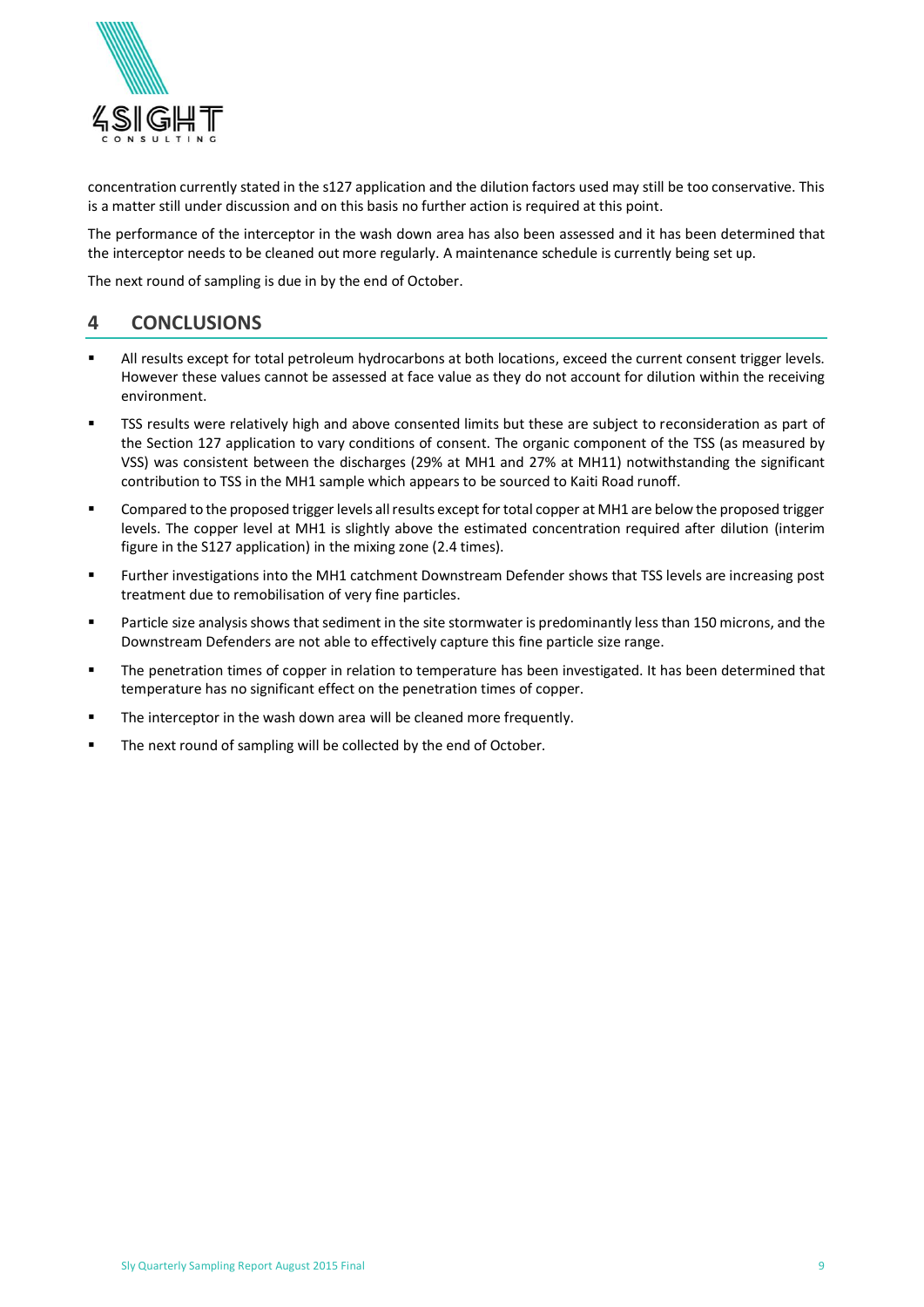concentration currently stated in the s127 application and the dilution factors used may still be too conservative. This is a matter still under discussion and on this basis no further action is required at this point.

The performance of the interceptor in the wash down area has also been assessed and it has been determined that the interceptor needs to be cleaned out more regularly. A maintenance schedule is currently being set up.

The next round of sampling is due in by the end of October.

## 4 CONCLUSIONS

- All results except for total petroleum hydrocarbons at both locations, exceed the current consent trigger levels. However these values cannot be assessed at face value as they do not account for dilution within the receiving environment.
- TSS results were relatively high and above consented limits but these are subject to reconsideration as part of the Section 127 application to vary conditions of consent. The organic component of the TSS (as measured by VSS) was consistent between the discharges (29% at MH1 and 27% at MH11) notwithstanding the significant contribution to TSS in the MH1 sample which appears to be sourced to Kaiti Road runoff.
- Compared to the proposed trigger levels all results except for total copper at MH1 are below the proposed trigger levels. The copper level at MH1 is slightly above the estimated concentration required after dilution (interim figure in the S127 application) in the mixing zone (2.4 times).
- Further investigations into the MH1 catchment Downstream Defender shows that TSS levels are increasing post treatment due to remobilisation of very fine particles.
- Particle size analysis shows that sediment in the site stormwater is predominantly less than 150 microns, and the Downstream Defenders are not able to effectively capture this fine particle size range.
- The penetration times of copper in relation to temperature has been investigated. It has been determined that temperature has no significant effect on the penetration times of copper.
- The interceptor in the wash down area will be cleaned more frequently.
- The next round of sampling will be collected by the end of October.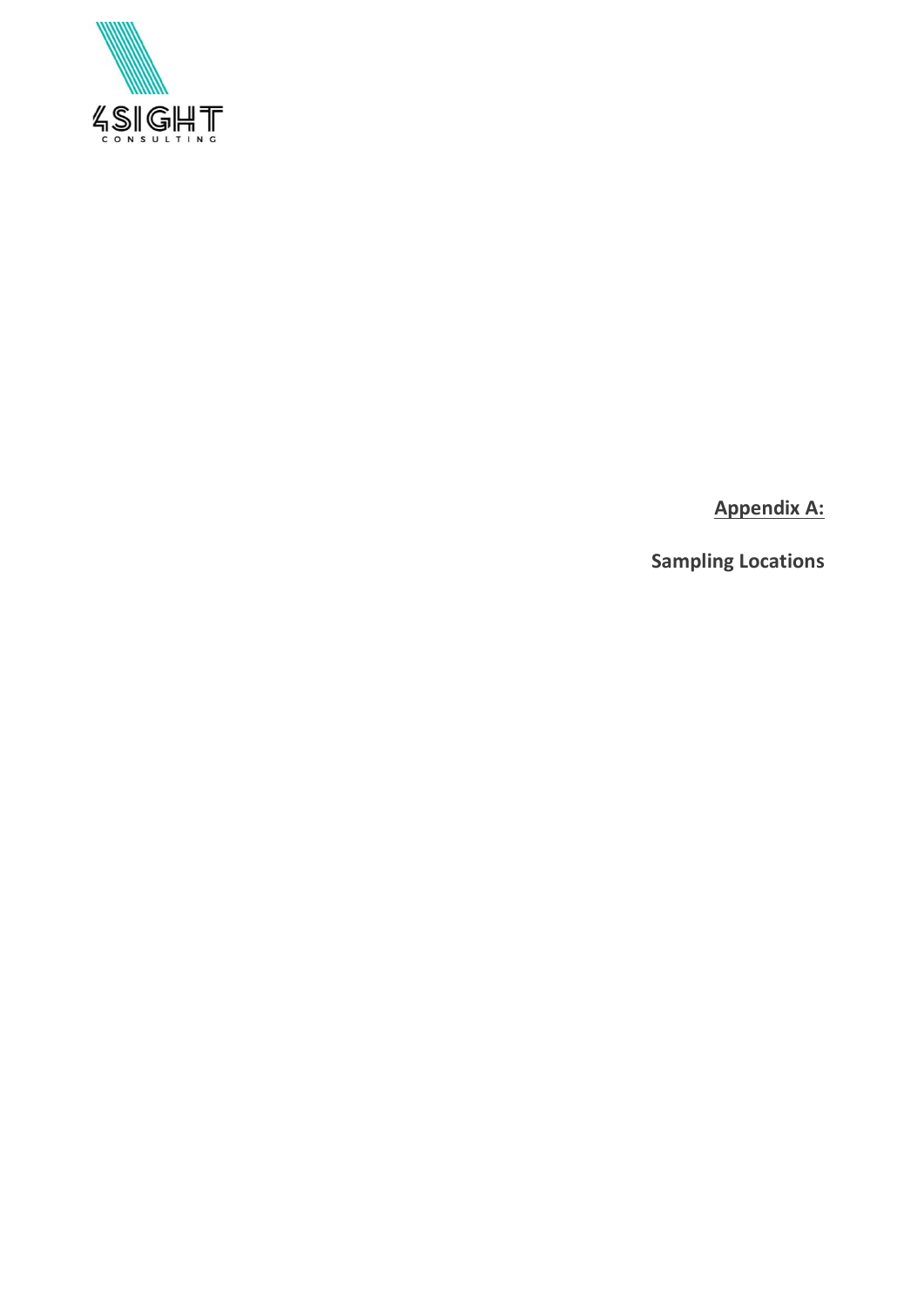**Appendix A:**

**Sampling Locations**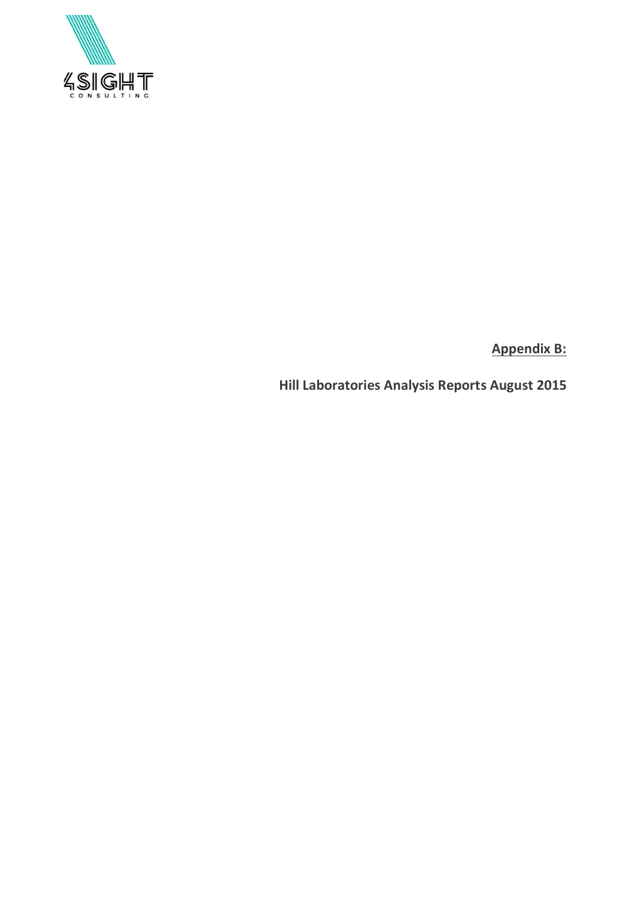**Appendix B:**

**Hill Laboratories Analysis Reports August 2015**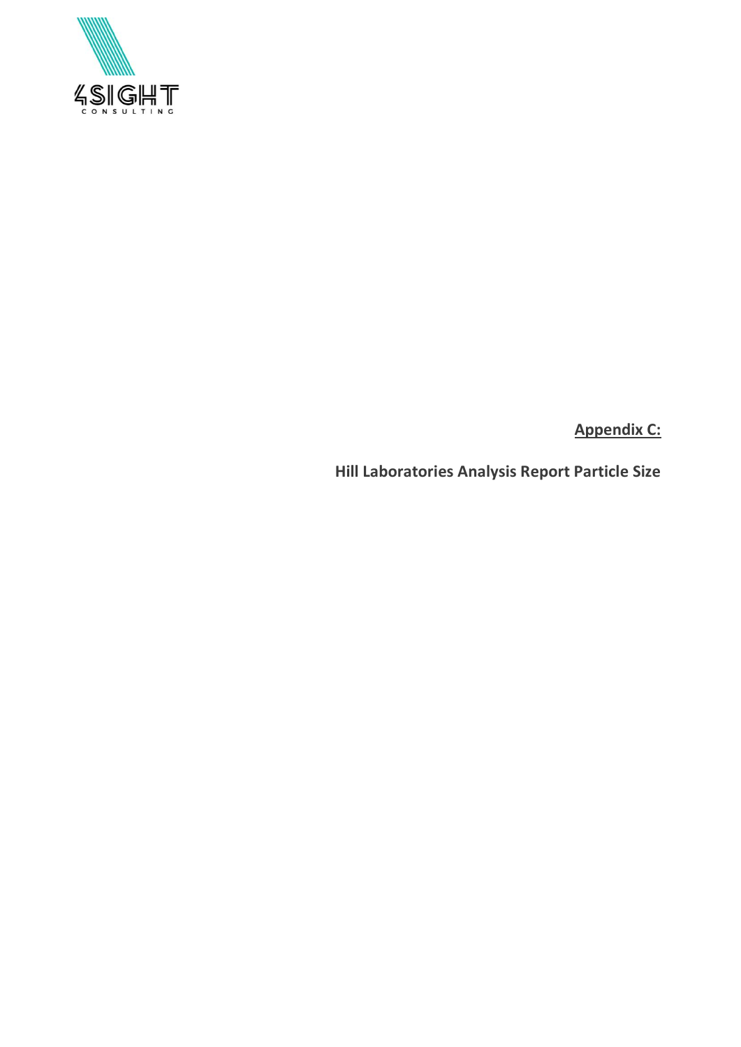**Appendix C:**

**Hill Laboratories Analysis Report Particle Size**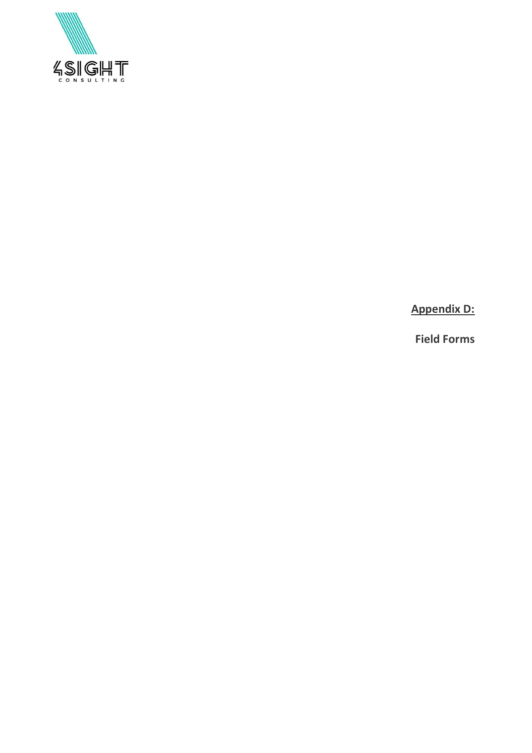4SIGHT CONSULTING

**Appendix D:**

**Field Forms**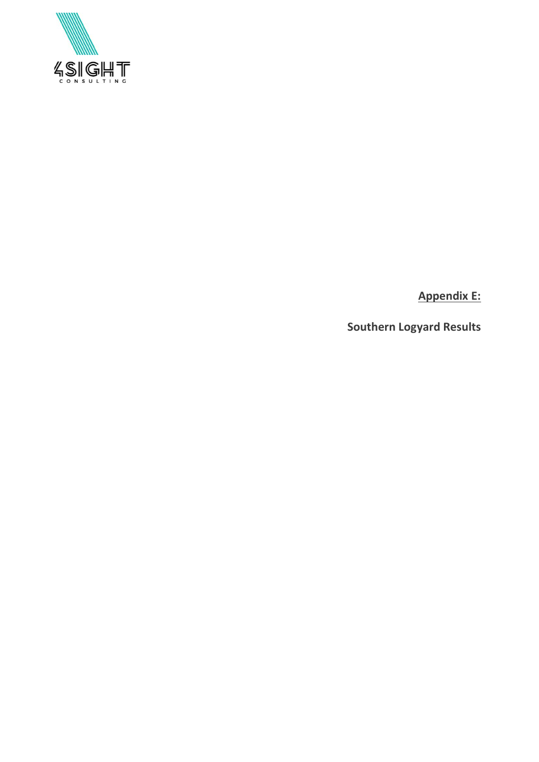**Appendix E:**

**Southern Logyard Results**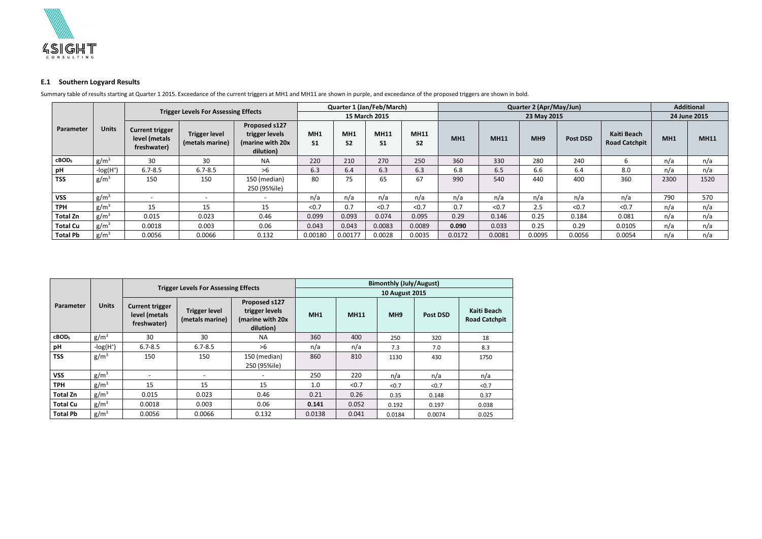### E.1 Southern Logyard Results

Summary table of results starting at Quarter 1 2015. Exceedance of the current triggers at MH1 and MH11 are shown in purple, and exceedance of the proposed triggers are shown in bold.

| Parameter | Units | Trigger Levels For Assessing Effects | | | Quarter 1 (Jan/Feb/March) | | | | Quarter 2 (Apr/May/Jun) | | | | | Additional | |
|---|---|---|---|---|---|---|---|---|---|---|---|---|---|---|---|
| | | | | | 15 March 2015 | | | | 23 May 2015 | | | | | 24 June 2015 | |
| | | Current trigger level (metals freshwater) | Trigger level (metals marine) | Proposed s127 trigger levels (marine with 20x dilution) | MH1 S1 | MH1 S2 | MH11 S1 | MH11 S2 | MH1 | MH11 | MH9 | Post DSD | Kaiti Beach Road Catchpit | MH1 | MH11 |
| $cBOD_5$ | $g/m^3$ | 30 | 30 | NA | 220 | 210 | 270 | 250 | 360 | 330 | 280 | 240 | 6 | n/a | n/a |
| pH | $-log(H^+)$ | 6.7-8.5 | 6.7-8.5 | >6 | 6.3 | 6.4 | 6.3 | 6.3 | 6.8 | 6.5 | 6.6 | 6.4 | 8.0 | n/a | n/a |
| TSS | $g/m^3$ | 150 | 150 | 150 (median) 250 (95%ile) | 80 | 75 | 65 | 67 | 990 | 540 | 440 | 400 | 360 | 2300 | 1520 |
| VSS | $g/m^3$ | - | - | - | n/a | n/a | n/a | n/a | n/a | n/a | n/a | n/a | n/a | 790 | 570 |
| TPH | $g/m^3$ | 15 | 15 | 15 | <0.7 | 0.7 | <0.7 | <0.7 | 0.7 | <0.7 | 2.5 | <0.7 | <0.7 | n/a | n/a |
| Total Zn | $g/m^3$ | 0.015 | 0.023 | 0.46 | 0.099 | 0.093 | 0.074 | 0.095 | 0.29 | 0.146 | 0.25 | 0.184 | 0.081 | n/a | n/a |
| Total Cu | $g/m^3$ | 0.0018 | 0.003 | 0.06 | 0.043 | 0.043 | 0.0083 | 0.0089 | **0.090** | 0.033 | 0.25 | 0.29 | 0.0105 | n/a | n/a |
| Total Pb | $g/m^3$ | 0.0056 | 0.0066 | 0.132 | 0.00180 | 0.00177 | 0.0028 | 0.0035 | 0.0172 | 0.0081 | 0.0095 | 0.0056 | 0.0054 | n/a | n/a |

| Parameter | Units | Trigger Levels For Assessing Effects | | | Bimonthly (July/August) | | | | |
|---|---|---|---|---|---|---|---|---|---|
| | | | | | 10 August 2015 | | | | |
| | | Current trigger level (metals freshwater) | Trigger level (metals marine) | Proposed s127 trigger levels (marine with 20x dilution) | MH1 | MH11 | MH9 | Post DSD | Kaiti Beach Road Catchpit |
| $cBOD_5$ | $g/m^3$ | 30 | 30 | NA | 360 | 400 | 250 | 320 | 18 |
| pH | $-log(H^+)$ | 6.7-8.5 | 6.7-8.5 | >6 | n/a | n/a | 7.3 | 7.0 | 8.3 |
| TSS | $g/m^3$ | 150 | 150 | 150 (median) 250 (95%ile) | 860 | 810 | 1130 | 430 | 1750 |
| VSS | $g/m^3$ | - | - | - | 250 | 220 | n/a | n/a | n/a |
| TPH | $g/m^3$ | 15 | 15 | 15 | 1.0 | <0.7 | <0.7 | <0.7 | <0.7 |
| Total Zn | $g/m^3$ | 0.015 | 0.023 | 0.46 | 0.21 | 0.26 | 0.35 | 0.148 | 0.37 |
| Total Cu | $g/m^3$ | 0.0018 | 0.003 | 0.06 | **0.141** | 0.052 | 0.192 | 0.197 | 0.038 |
| Total Pb | $g/m^3$ | 0.0056 | 0.0066 | 0.132 | 0.0138 | 0.041 | 0.0184 | 0.0074 | 0.025 |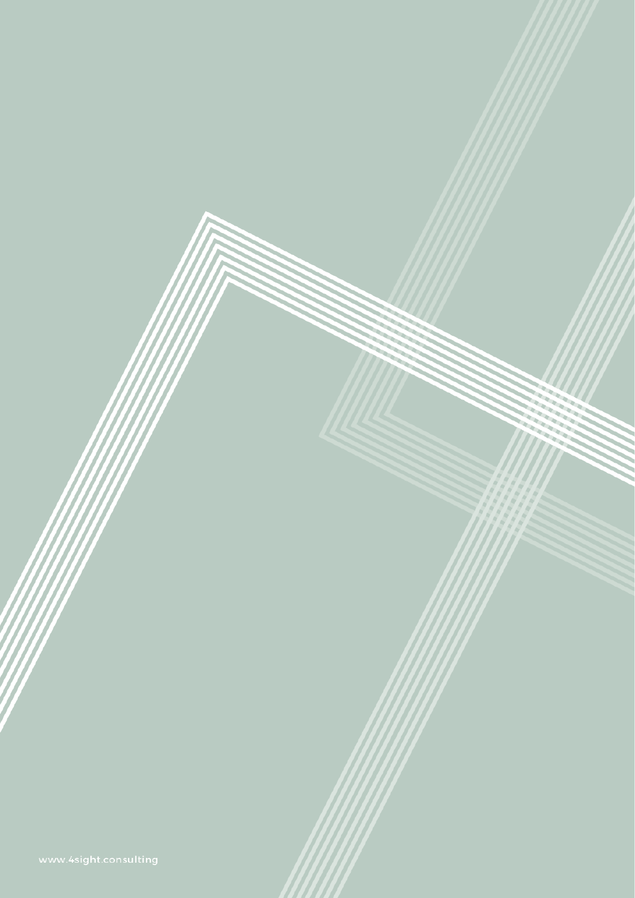www.4sight.consulting